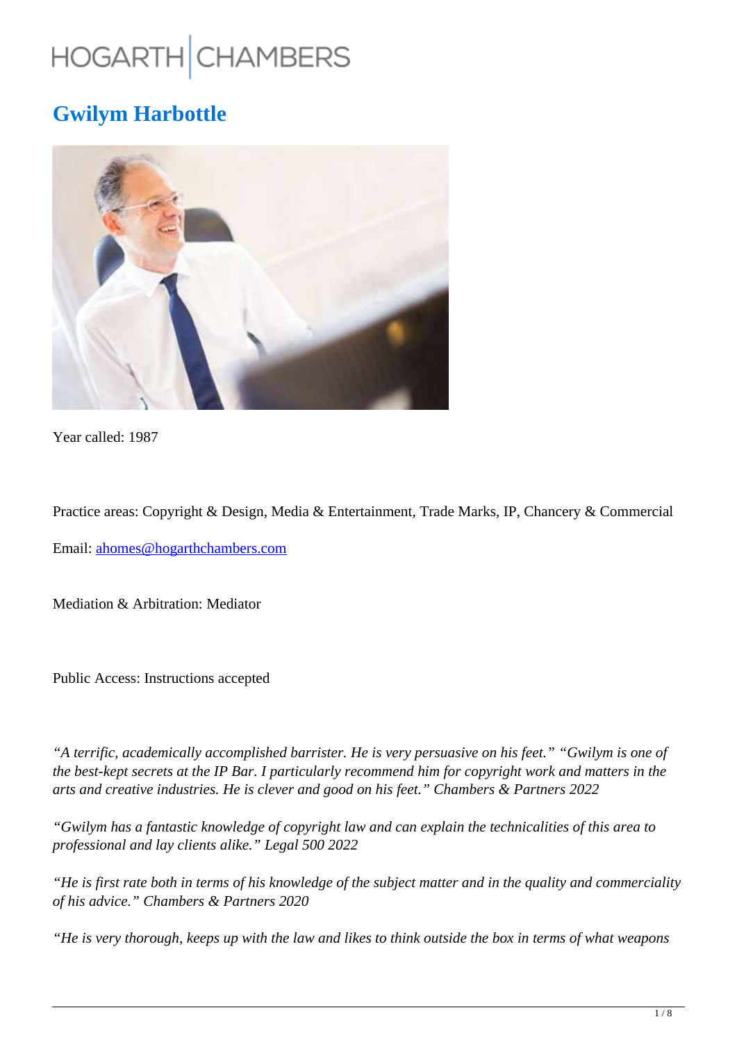HOGARTH | CHAMBERS

# Gwilym Harbottle

Year called: 1987

Practice areas: Copyright & Design, Media & Entertainment, Trade Marks, IP, Chancery & Commercial

Email: [ahomes@hogarthchambers.com](mailto:ahomes@hogarthchambers.com)

Mediation & Arbitration: Mediator

Public Access: Instructions accepted

*"A terrific, academically accomplished barrister. He is very persuasive on his feet." "Gwilym is one of the best-kept secrets at the IP Bar. I particularly recommend him for copyright work and matters in the arts and creative industries. He is clever and good on his feet." Chambers & Partners 2022*

*"Gwilym has a fantastic knowledge of copyright law and can explain the technicalities of this area to professional and lay clients alike." Legal 500 2022*

*"He is first rate both in terms of his knowledge of the subject matter and in the quality and commerciality of his advice." Chambers & Partners 2020*

*"He is very thorough, keeps up with the law and likes to think outside the box in terms of what weapons*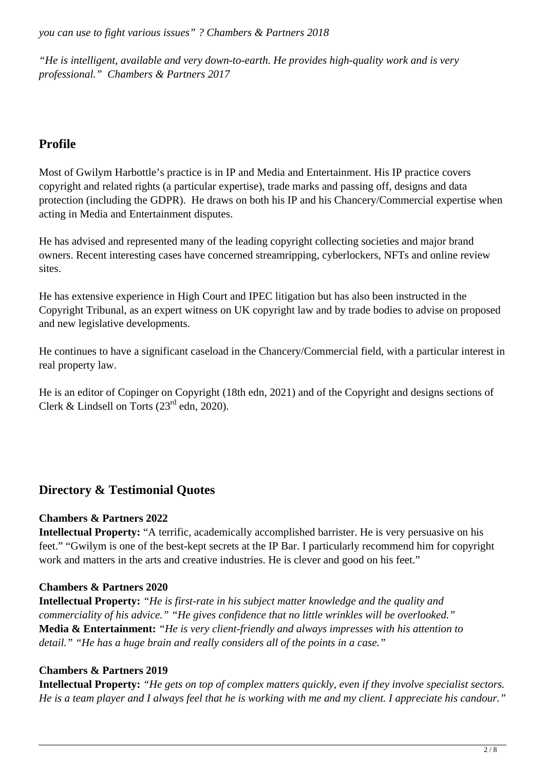*you can use to fight various issues" ? Chambers & Partners 2018*

*"He is intelligent, available and very down-to-earth. He provides high-quality work and is very professional." Chambers & Partners 2017*

## Profile

Most of Gwilym Harbottle's practice is in IP and Media and Entertainment. His IP practice covers copyright and related rights (a particular expertise), trade marks and passing off, designs and data protection (including the GDPR). He draws on both his IP and his Chancery/Commercial expertise when acting in Media and Entertainment disputes.

He has advised and represented many of the leading copyright collecting societies and major brand owners. Recent interesting cases have concerned streamripping, cyberlockers, NFTs and online review sites.

He has extensive experience in High Court and IPEC litigation but has also been instructed in the Copyright Tribunal, as an expert witness on UK copyright law and by trade bodies to advise on proposed and new legislative developments.

He continues to have a significant caseload in the Chancery/Commercial field, with a particular interest in real property law.

He is an editor of Copinger on Copyright (18th edn, 2021) and of the Copyright and designs sections of Clerk & Lindsell on Torts (23rd edn, 2020).

## Directory & Testimonial Quotes

**Chambers & Partners 2022**
**Intellectual Property:** "A terrific, academically accomplished barrister. He is very persuasive on his feet." "Gwilym is one of the best-kept secrets at the IP Bar. I particularly recommend him for copyright work and matters in the arts and creative industries. He is clever and good on his feet."

**Chambers & Partners 2020**
**Intellectual Property:** *"He is first-rate in his subject matter knowledge and the quality and commerciality of his advice." "He gives confidence that no little wrinkles will be overlooked."*
**Media & Entertainment:** *"He is very client-friendly and always impresses with his attention to detail." "He has a huge brain and really considers all of the points in a case."*

**Chambers & Partners 2019**
**Intellectual Property:** *"He gets on top of complex matters quickly, even if they involve specialist sectors. He is a team player and I always feel that he is working with me and my client. I appreciate his candour."*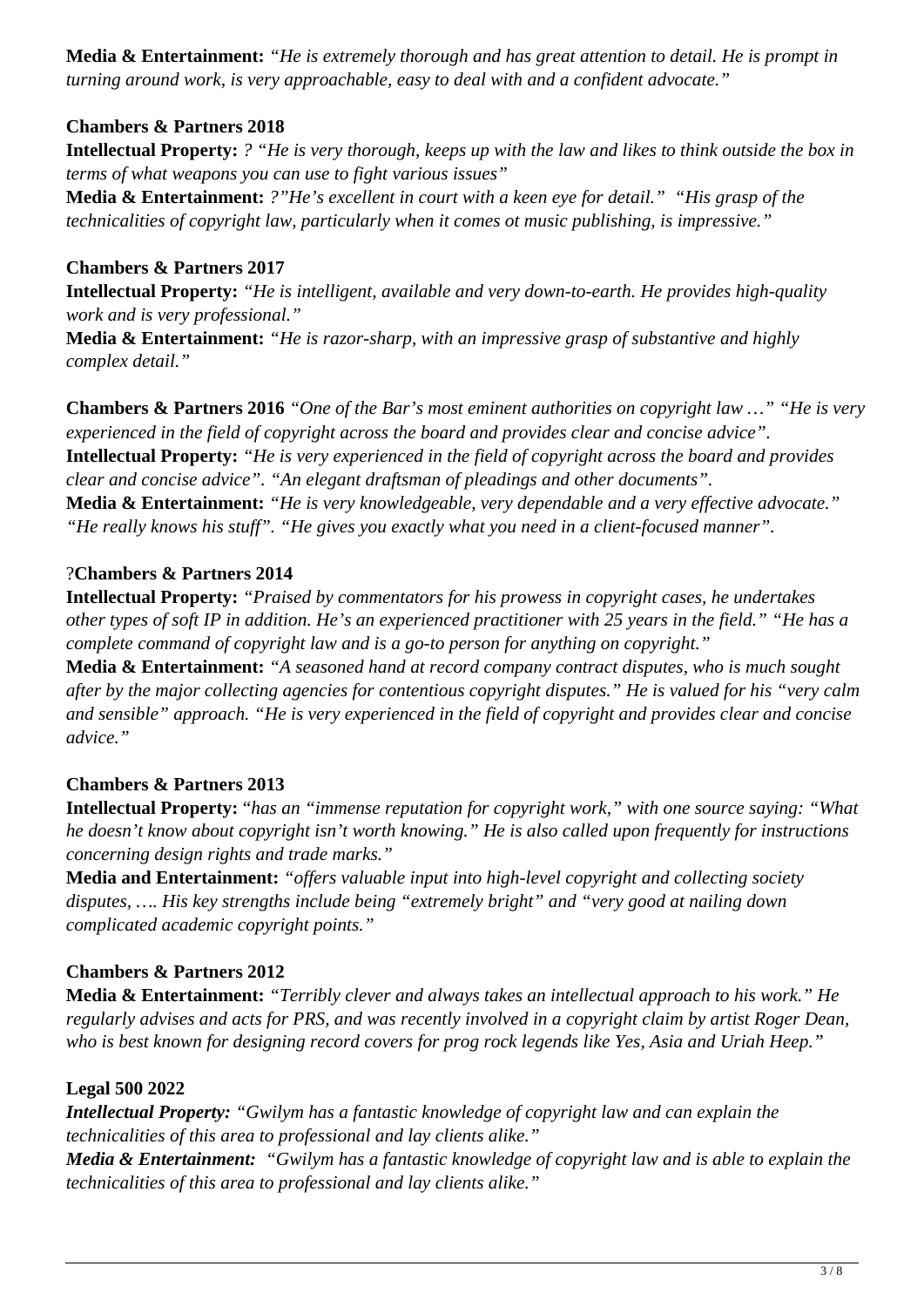**Media & Entertainment:** *"He is extremely thorough and has great attention to detail. He is prompt in turning around work, is very approachable, easy to deal with and a confident advocate."*

**Chambers & Partners 2018**

**Intellectual Property:** *? "He is very thorough, keeps up with the law and likes to think outside the box in terms of what weapons you can use to fight various issues"*

**Media & Entertainment:** *?"He's excellent in court with a keen eye for detail." "His grasp of the technicalities of copyright law, particularly when it comes ot music publishing, is impressive."*

**Chambers & Partners 2017**

**Intellectual Property:** *"He is intelligent, available and very down-to-earth. He provides high-quality work and is very professional."*

**Media & Entertainment:** *"He is razor-sharp, with an impressive grasp of substantive and highly complex detail."*

**Chambers & Partners 2016** *"One of the Bar's most eminent authorities on copyright law …" "He is very experienced in the field of copyright across the board and provides clear and concise advice".*

**Intellectual Property:** *"He is very experienced in the field of copyright across the board and provides clear and concise advice". "An elegant draftsman of pleadings and other documents".*

**Media & Entertainment:** *"He is very knowledgeable, very dependable and a very effective advocate." "He really knows his stuff". "He gives you exactly what you need in a client-focused manner".*

?**Chambers & Partners 2014**

**Intellectual Property:** *"Praised by commentators for his prowess in copyright cases, he undertakes other types of soft IP in addition. He's an experienced practitioner with 25 years in the field." "He has a complete command of copyright law and is a go-to person for anything on copyright."*

**Media & Entertainment:** *"A seasoned hand at record company contract disputes, who is much sought after by the major collecting agencies for contentious copyright disputes." He is valued for his "very calm and sensible" approach. "He is very experienced in the field of copyright and provides clear and concise advice."*

**Chambers & Partners 2013**

**Intellectual Property:** "*has an "immense reputation for copyright work," with one source saying: "What he doesn't know about copyright isn't worth knowing." He is also called upon frequently for instructions concerning design rights and trade marks."*

**Media and Entertainment:** *"offers valuable input into high-level copyright and collecting society disputes, …. His key strengths include being "extremely bright" and "very good at nailing down complicated academic copyright points."*

**Chambers & Partners 2012**

**Media & Entertainment:** *"Terribly clever and always takes an intellectual approach to his work." He regularly advises and acts for PRS, and was recently involved in a copyright claim by artist Roger Dean, who is best known for designing record covers for prog rock legends like Yes, Asia and Uriah Heep."*

**Legal 500 2022**

***Intellectual Property:*** *"Gwilym has a fantastic knowledge of copyright law and can explain the technicalities of this area to professional and lay clients alike."*

***Media & Entertainment:*** *"Gwilym has a fantastic knowledge of copyright law and is able to explain the technicalities of this area to professional and lay clients alike."*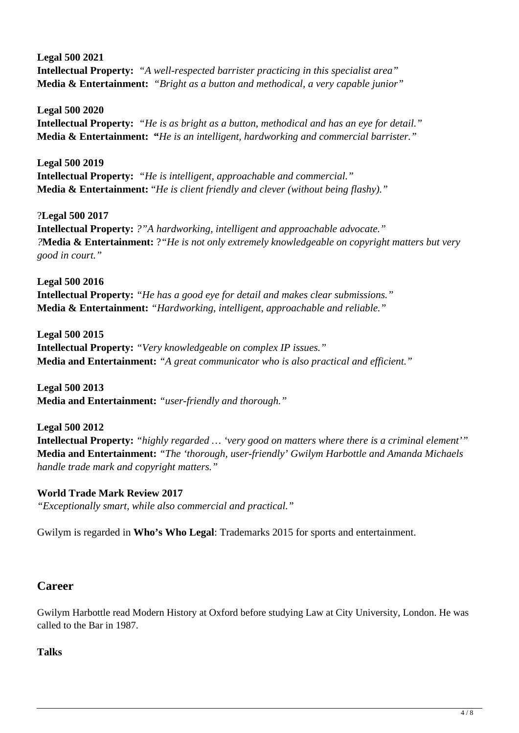**Legal 500 2021**
**Intellectual Property:** *"A well-respected barrister practicing in this specialist area"*
**Media & Entertainment:** *"Bright as a button and methodical, a very capable junior"*

**Legal 500 2020**
**Intellectual Property:** *"He is as bright as a button, methodical and has an eye for detail."*
**Media & Entertainment:** ***"***He is an intelligent, hardworking and commercial barrister."*

?**Legal 500 2019**
**Intellectual Property:** *"He is intelligent, approachable and commercial."*
**Media & Entertainment:** *"He is client friendly and clever (without being flashy)."*

?**Legal 500 2017**
**Intellectual Property:** *?"A hardworking, intelligent and approachable advocate."*
*?***Media & Entertainment:** ?*"He is not only extremely knowledgeable on copyright matters but very good in court."*

**Legal 500 2016**
**Intellectual Property:** *"He has a good eye for detail and makes clear submissions."*
**Media & Entertainment:** *"Hardworking, intelligent, approachable and reliable."*

**Legal 500 2015**
**Intellectual Property:** *"Very knowledgeable on complex IP issues."*
**Media and Entertainment:** *"A great communicator who is also practical and efficient."*

**Legal 500 2013**
**Media and Entertainment:** *"user-friendly and thorough."*

**Legal 500 2012**
**Intellectual Property:** *"highly regarded … 'very good on matters where there is a criminal element'"*
**Media and Entertainment:** *"The 'thorough, user-friendly' Gwilym Harbottle and Amanda Michaels handle trade mark and copyright matters."*

**World Trade Mark Review 2017**
*"Exceptionally smart, while also commercial and practical."*

Gwilym is regarded in **Who's Who Legal**: Trademarks 2015 for sports and entertainment.

## Career

Gwilym Harbottle read Modern History at Oxford before studying Law at City University, London. He was called to the Bar in 1987.

**Talks**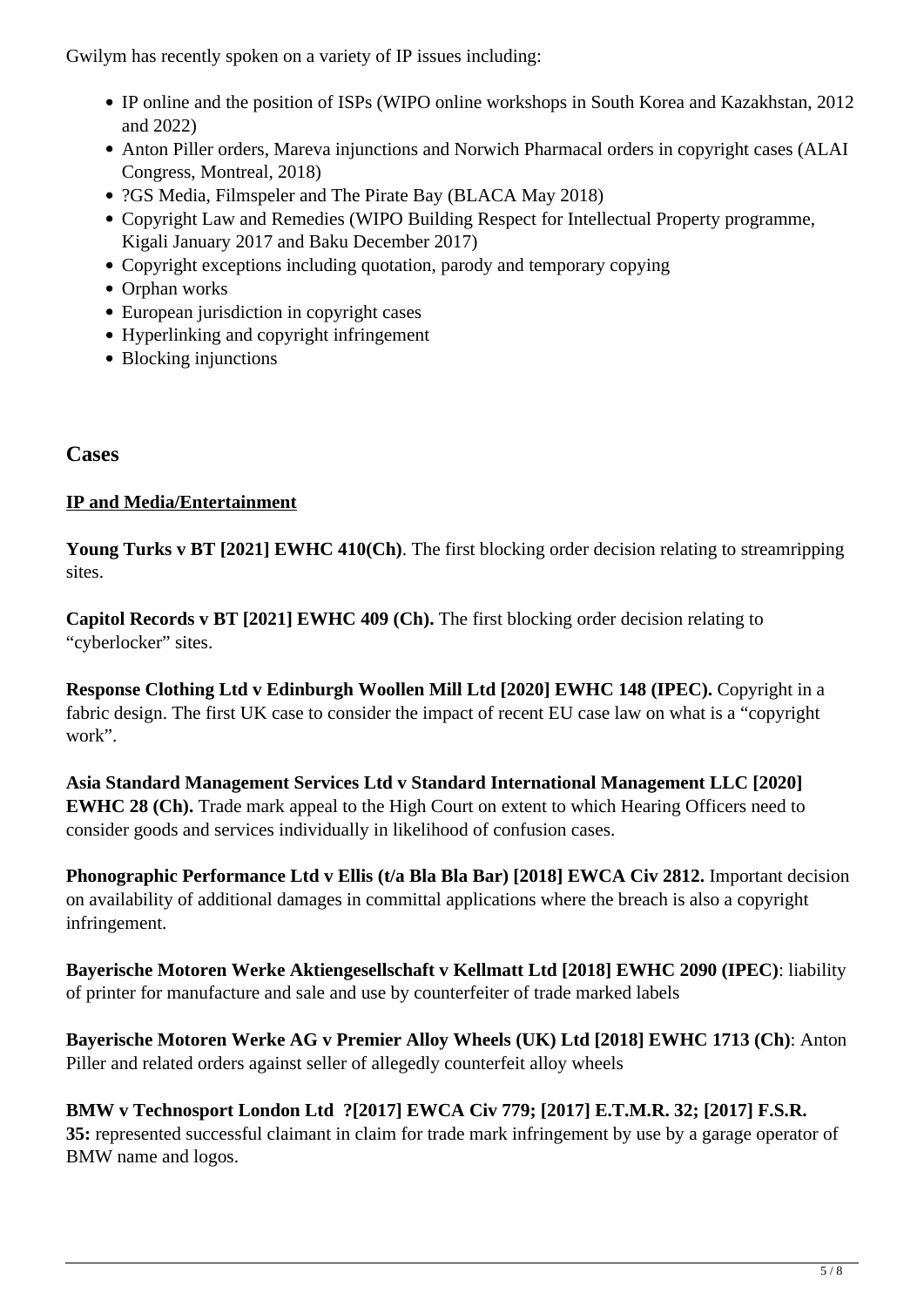Gwilym has recently spoken on a variety of IP issues including:

- IP online and the position of ISPs (WIPO online workshops in South Korea and Kazakhstan, 2012 and 2022)
- Anton Piller orders, Mareva injunctions and Norwich Pharmacal orders in copyright cases (ALAI Congress, Montreal, 2018)
- ?GS Media, Filmspeler and The Pirate Bay (BLACA May 2018)
- Copyright Law and Remedies (WIPO Building Respect for Intellectual Property programme, Kigali January 2017 and Baku December 2017)
- Copyright exceptions including quotation, parody and temporary copying
- Orphan works
- European jurisdiction in copyright cases
- Hyperlinking and copyright infringement
- Blocking injunctions

## Cases

**IP and Media/Entertainment**

**Young Turks v BT [2021] EWHC 410(Ch)**. The first blocking order decision relating to streamripping sites.

**Capitol Records v BT [2021] EWHC 409 (Ch).** The first blocking order decision relating to "cyberlocker" sites.

**Response Clothing Ltd v Edinburgh Woollen Mill Ltd [2020] EWHC 148 (IPEC).** Copyright in a fabric design. The first UK case to consider the impact of recent EU case law on what is a "copyright work".

**Asia Standard Management Services Ltd v Standard International Management LLC [2020] EWHC 28 (Ch).** Trade mark appeal to the High Court on extent to which Hearing Officers need to consider goods and services individually in likelihood of confusion cases.

**Phonographic Performance Ltd v Ellis (t/a Bla Bla Bar) [2018] EWCA Civ 2812.** Important decision on availability of additional damages in committal applications where the breach is also a copyright infringement.

**Bayerische Motoren Werke Aktiengesellschaft v Kellmatt Ltd [2018] EWHC 2090 (IPEC)**: liability of printer for manufacture and sale and use by counterfeiter of trade marked labels

**Bayerische Motoren Werke AG v Premier Alloy Wheels (UK) Ltd [2018] EWHC 1713 (Ch)**: Anton Piller and related orders against seller of allegedly counterfeit alloy wheels

**BMW v Technosport London Ltd ?[2017] EWCA Civ 779; [2017] E.T.M.R. 32; [2017] F.S.R. 35:** represented successful claimant in claim for trade mark infringement by use by a garage operator of BMW name and logos.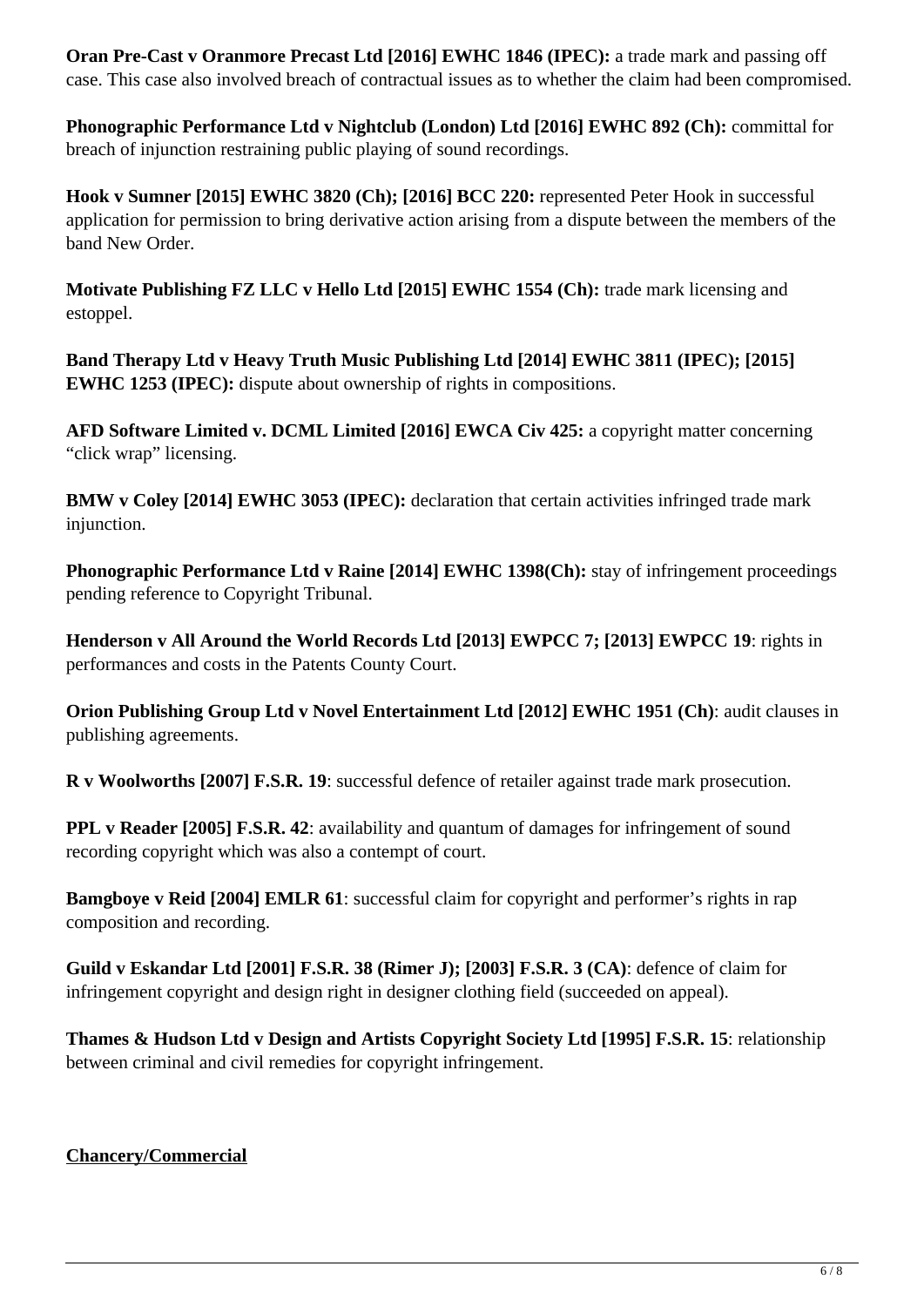**Oran Pre-Cast v Oranmore Precast Ltd [2016] EWHC 1846 (IPEC):** a trade mark and passing off case. This case also involved breach of contractual issues as to whether the claim had been compromised.

**Phonographic Performance Ltd v Nightclub (London) Ltd [2016] EWHC 892 (Ch):** committal for breach of injunction restraining public playing of sound recordings.

**Hook v Sumner [2015] EWHC 3820 (Ch); [2016] BCC 220:** represented Peter Hook in successful application for permission to bring derivative action arising from a dispute between the members of the band New Order.

**Motivate Publishing FZ LLC v Hello Ltd [2015] EWHC 1554 (Ch):** trade mark licensing and estoppel.

**Band Therapy Ltd v Heavy Truth Music Publishing Ltd [2014] EWHC 3811 (IPEC); [2015] EWHC 1253 (IPEC):** dispute about ownership of rights in compositions.

**AFD Software Limited v. DCML Limited [2016] EWCA Civ 425:** a copyright matter concerning "click wrap" licensing.

**BMW v Coley [2014] EWHC 3053 (IPEC):** declaration that certain activities infringed trade mark injunction.

**Phonographic Performance Ltd v Raine [2014] EWHC 1398(Ch):** stay of infringement proceedings pending reference to Copyright Tribunal.

**Henderson v All Around the World Records Ltd [2013] EWPCC 7; [2013] EWPCC 19**: rights in performances and costs in the Patents County Court.

**Orion Publishing Group Ltd v Novel Entertainment Ltd [2012] EWHC 1951 (Ch)**: audit clauses in publishing agreements.

**R v Woolworths [2007] F.S.R. 19**: successful defence of retailer against trade mark prosecution.

**PPL v Reader [2005] F.S.R. 42**: availability and quantum of damages for infringement of sound recording copyright which was also a contempt of court.

**Bamgboye v Reid [2004] EMLR 61**: successful claim for copyright and performer's rights in rap composition and recording.

**Guild v Eskandar Ltd [2001] F.S.R. 38 (Rimer J); [2003] F.S.R. 3 (CA)**: defence of claim for infringement copyright and design right in designer clothing field (succeeded on appeal).

**Thames & Hudson Ltd v Design and Artists Copyright Society Ltd [1995] F.S.R. 15**: relationship between criminal and civil remedies for copyright infringement.

## Chancery/Commercial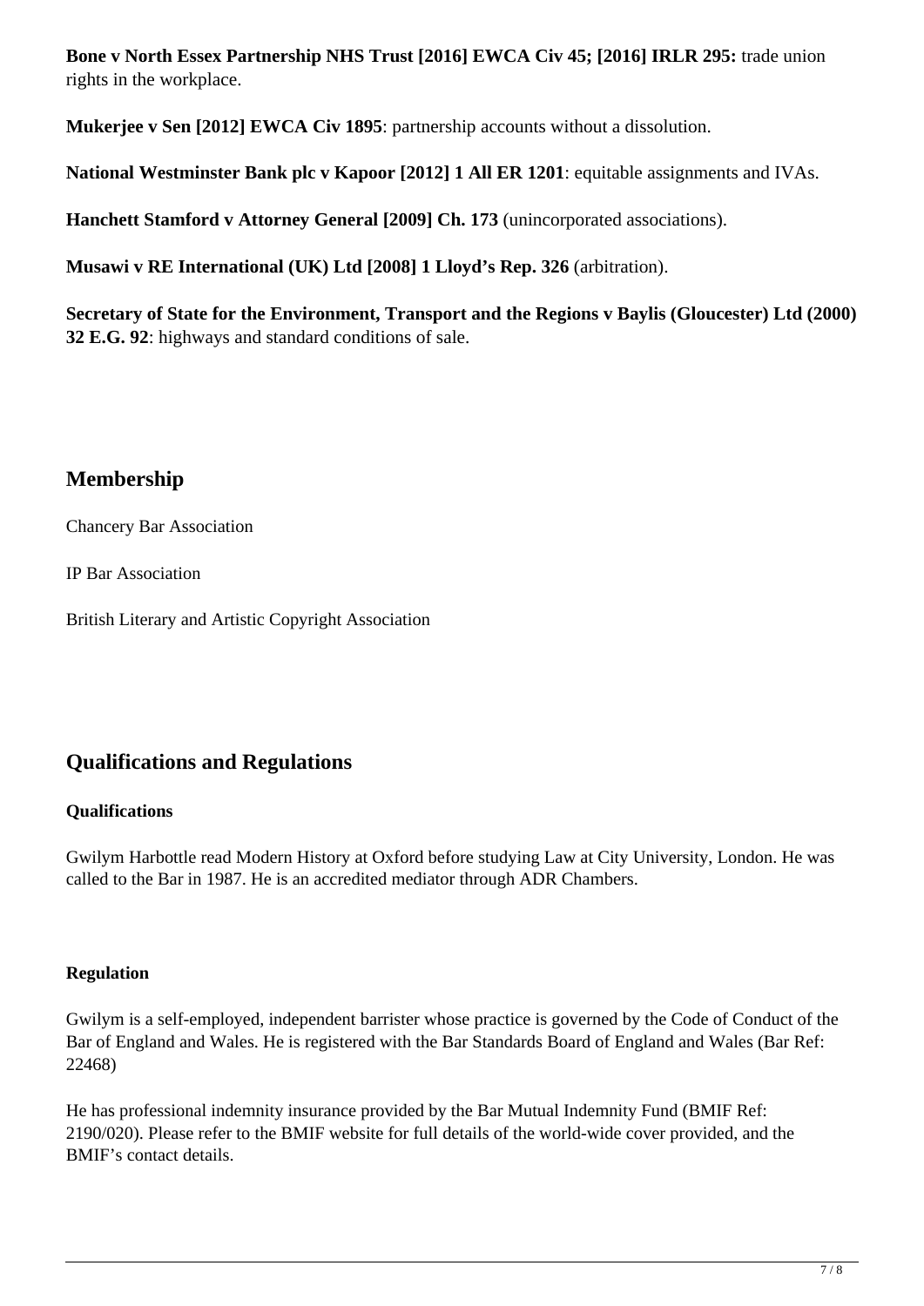**Bone v North Essex Partnership NHS Trust [2016] EWCA Civ 45; [2016] IRLR 295:** trade union rights in the workplace.

**Mukerjee v Sen [2012] EWCA Civ 1895**: partnership accounts without a dissolution.

**National Westminster Bank plc v Kapoor [2012] 1 All ER 1201**: equitable assignments and IVAs.

**Hanchett Stamford v Attorney General [2009] Ch. 173** (unincorporated associations).

**Musawi v RE International (UK) Ltd [2008] 1 Lloyd's Rep. 326** (arbitration).

**Secretary of State for the Environment, Transport and the Regions v Baylis (Gloucester) Ltd (2000) 32 E.G. 92**: highways and standard conditions of sale.

## Membership

Chancery Bar Association

IP Bar Association

British Literary and Artistic Copyright Association

## Qualifications and Regulations

### Qualifications

Gwilym Harbottle read Modern History at Oxford before studying Law at City University, London. He was called to the Bar in 1987. He is an accredited mediator through ADR Chambers.

### Regulation

Gwilym is a self-employed, independent barrister whose practice is governed by the Code of Conduct of the Bar of England and Wales. He is registered with the Bar Standards Board of England and Wales (Bar Ref: 22468)

He has professional indemnity insurance provided by the Bar Mutual Indemnity Fund (BMIF Ref: 2190/020). Please refer to the BMIF website for full details of the world-wide cover provided, and the BMIF's contact details.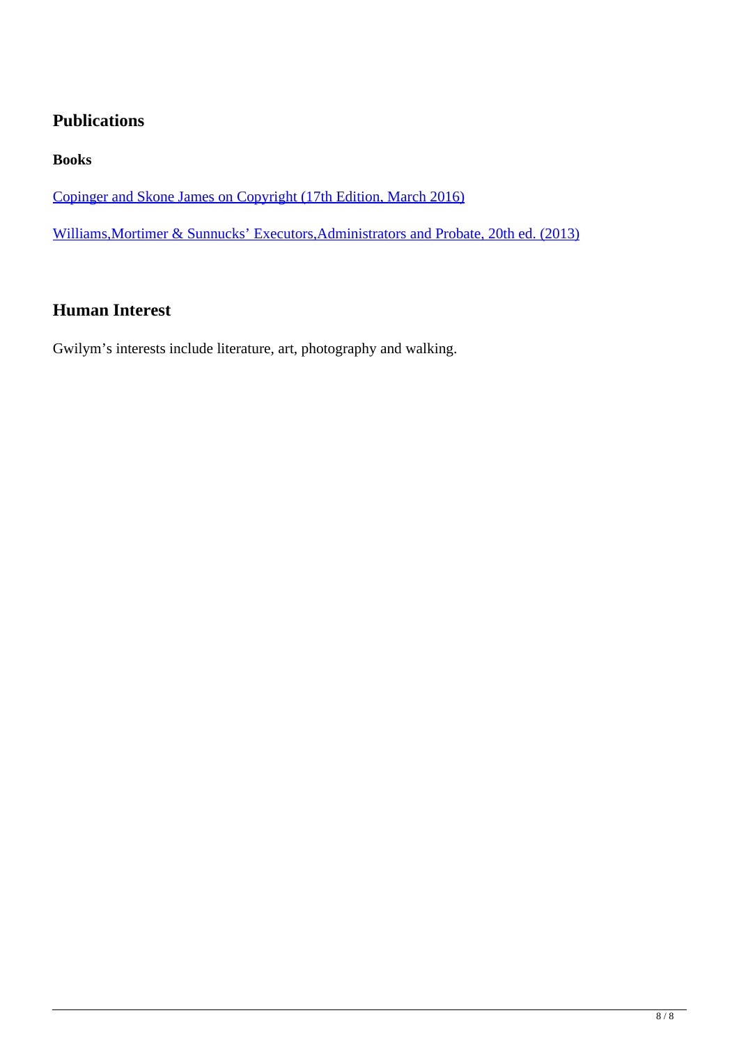## Publications

### Books

Copinger and Skone James on Copyright (17th Edition, March 2016)

Williams,Mortimer & Sunnucks' Executors,Administrators and Probate, 20th ed. (2013)

## Human Interest

Gwilym's interests include literature, art, photography and walking.